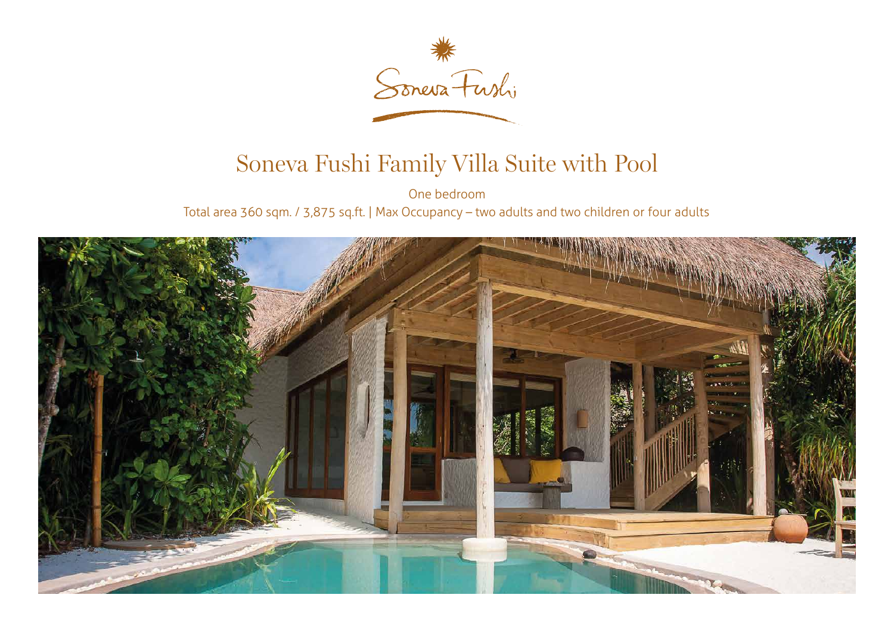# Soneva Fushi Family Villa Suite with Pool

One bedroom

Total area 360 sqm. / 3,875 sq.ft. | Max Occupancy – two adults and two children or four adults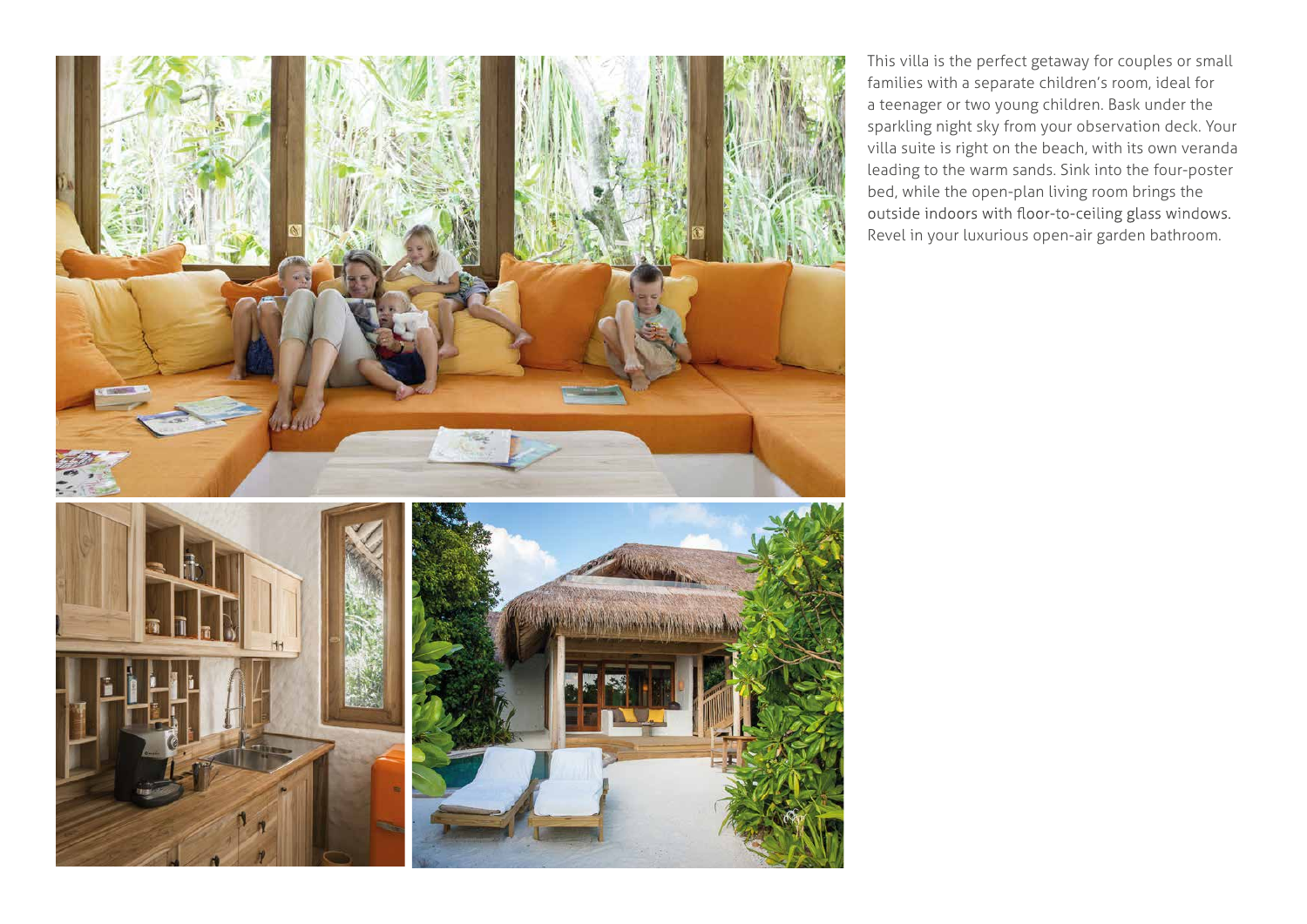This villa is the perfect getaway for couples or small families with a separate children's room, ideal for a teenager or two young children. Bask under the sparkling night sky from your observation deck. Your villa suite is right on the beach, with its own veranda leading to the warm sands. Sink into the four-poster bed, while the open-plan living room brings the outside indoors with floor-to-ceiling glass windows. Revel in your luxurious open-air garden bathroom.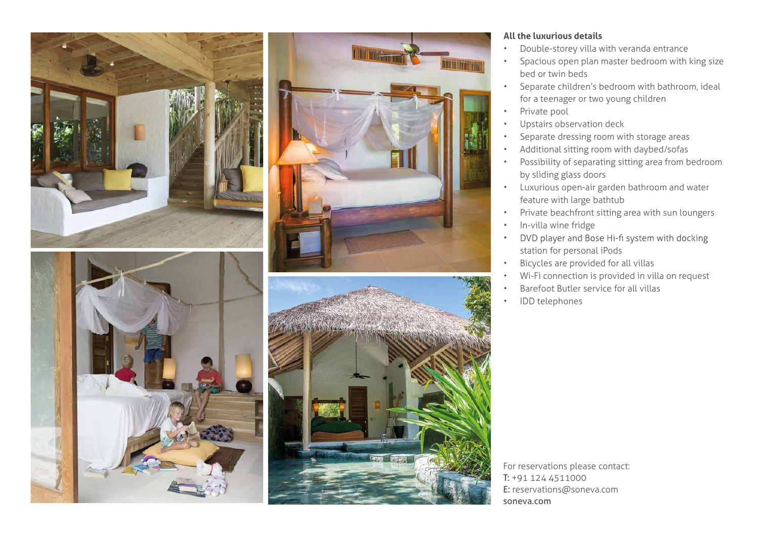**All the luxurious details**

- Double-storey villa with veranda entrance
- Spacious open plan master bedroom with king size bed or twin beds
- Separate children's bedroom with bathroom, ideal for a teenager or two young children
- Private pool
- Upstairs observation deck
- Separate dressing room with storage areas
- Additional sitting room with daybed/sofas
- Possibility of separating sitting area from bedroom by sliding glass doors
- Luxurious open-air garden bathroom and water feature with large bathtub
- Private beachfront sitting area with sun loungers
- In-villa wine fridge
- DVD player and Bose Hi-fi system with docking station for personal iPods
- Bicycles are provided for all villas
- Wi-Fi connection is provided in villa on request
- Barefoot Butler service for all villas
- IDD telephones

For reservations please contact:
T: +91 124 4511000
E: reservations@soneva.com
soneva.com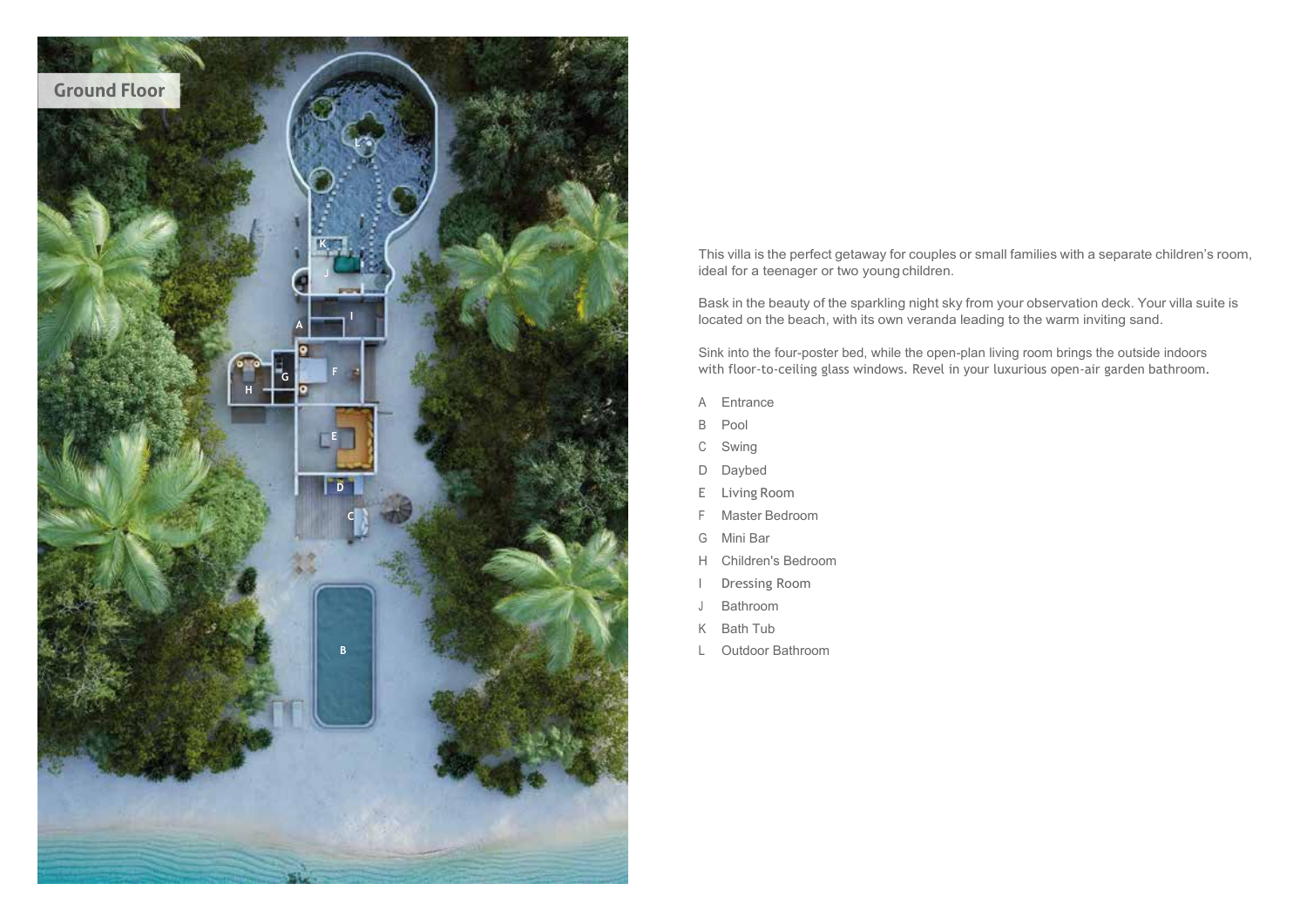## Ground Floor

This villa is the perfect getaway for couples or small families with a separate children's room, ideal for a teenager or two young children.

Bask in the beauty of the sparkling night sky from your observation deck. Your villa suite is located on the beach, with its own veranda leading to the warm inviting sand.

Sink into the four-poster bed, while the open-plan living room brings the outside indoors with floor-to-ceiling glass windows. Revel in your luxurious open-air garden bathroom.

- A Entrance
- B Pool
- C Swing
- D Daybed
- E Living Room
- F Master Bedroom
- G Mini Bar
- H Children's Bedroom
- I Dressing Room
- J Bathroom
- K Bath Tub
- L Outdoor Bathroom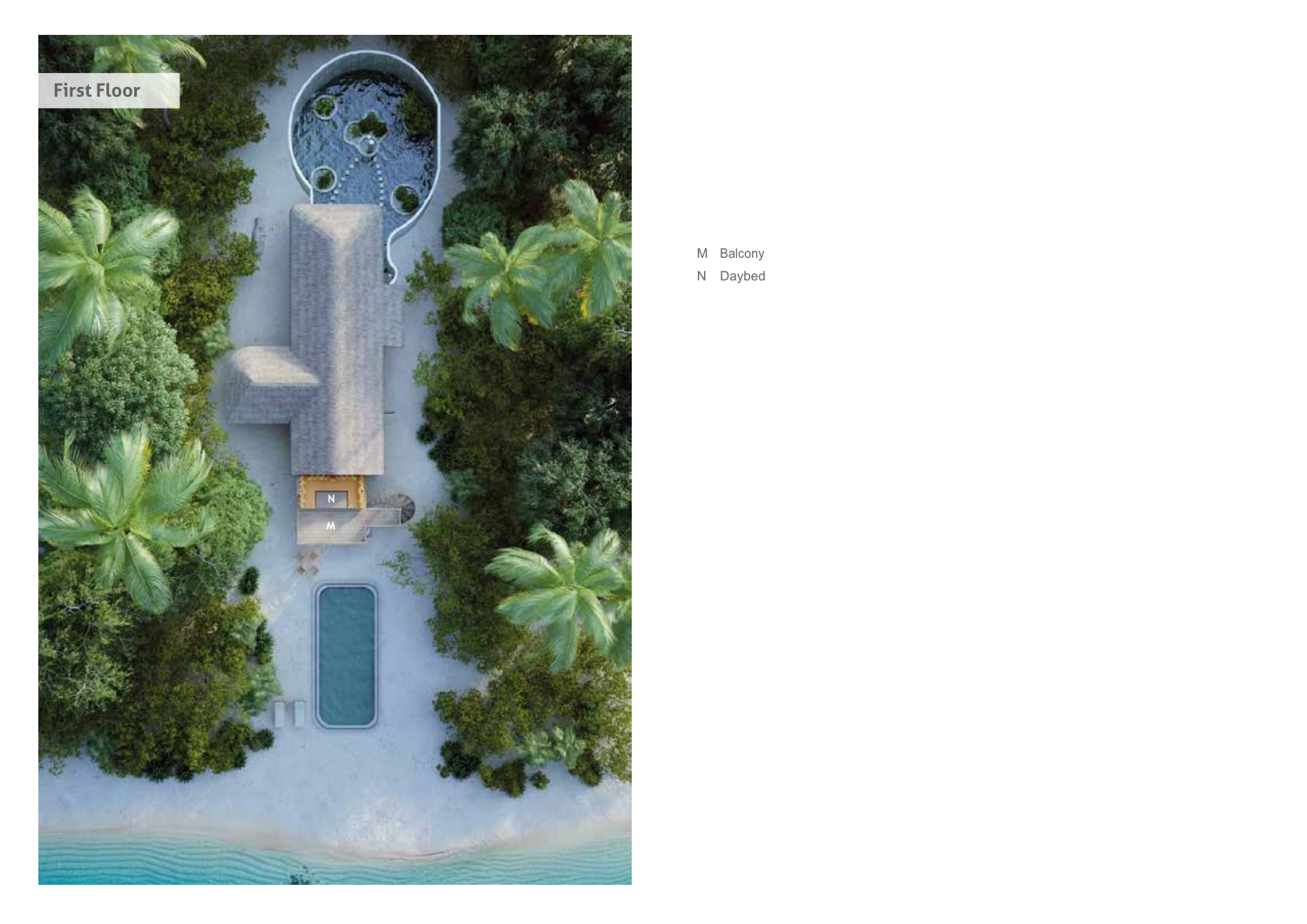First Floor

M Balcony
N Daybed